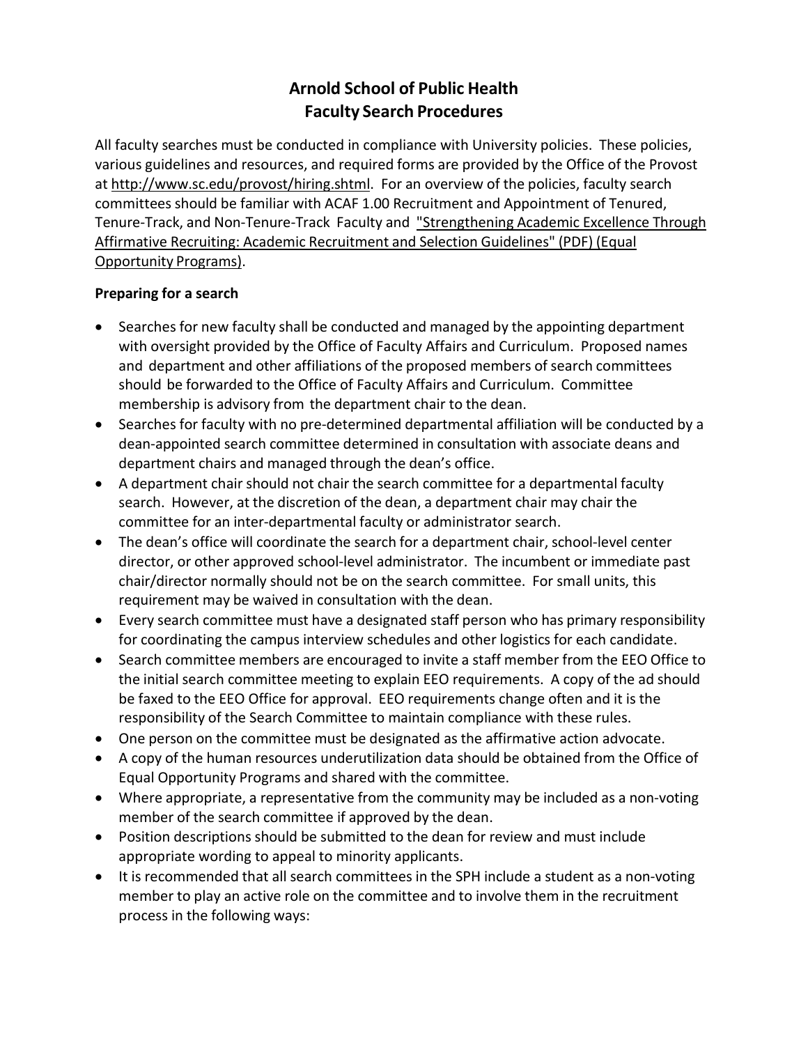# Arnold School of Public Health
# Faculty Search Procedures

All faculty searches must be conducted in compliance with University policies. These policies, various guidelines and resources, and required forms are provided by the Office of the Provost at http://www.sc.edu/provost/hiring.shtml. For an overview of the policies, faculty search committees should be familiar with ACAF 1.00 Recruitment and Appointment of Tenured, Tenure-Track, and Non-Tenure-Track Faculty and "Strengthening Academic Excellence Through Affirmative Recruiting: Academic Recruitment and Selection Guidelines" (PDF) (Equal Opportunity Programs).

**Preparing for a search**

- Searches for new faculty shall be conducted and managed by the appointing department with oversight provided by the Office of Faculty Affairs and Curriculum. Proposed names and department and other affiliations of the proposed members of search committees should be forwarded to the Office of Faculty Affairs and Curriculum. Committee membership is advisory from the department chair to the dean.
- Searches for faculty with no pre-determined departmental affiliation will be conducted by a dean-appointed search committee determined in consultation with associate deans and department chairs and managed through the dean's office.
- A department chair should not chair the search committee for a departmental faculty search. However, at the discretion of the dean, a department chair may chair the committee for an inter-departmental faculty or administrator search.
- The dean's office will coordinate the search for a department chair, school-level center director, or other approved school-level administrator. The incumbent or immediate past chair/director normally should not be on the search committee. For small units, this requirement may be waived in consultation with the dean.
- Every search committee must have a designated staff person who has primary responsibility for coordinating the campus interview schedules and other logistics for each candidate.
- Search committee members are encouraged to invite a staff member from the EEO Office to the initial search committee meeting to explain EEO requirements. A copy of the ad should be faxed to the EEO Office for approval. EEO requirements change often and it is the responsibility of the Search Committee to maintain compliance with these rules.
- One person on the committee must be designated as the affirmative action advocate.
- A copy of the human resources underutilization data should be obtained from the Office of Equal Opportunity Programs and shared with the committee.
- Where appropriate, a representative from the community may be included as a non-voting member of the search committee if approved by the dean.
- Position descriptions should be submitted to the dean for review and must include appropriate wording to appeal to minority applicants.
- It is recommended that all search committees in the SPH include a student as a non-voting member to play an active role on the committee and to involve them in the recruitment process in the following ways: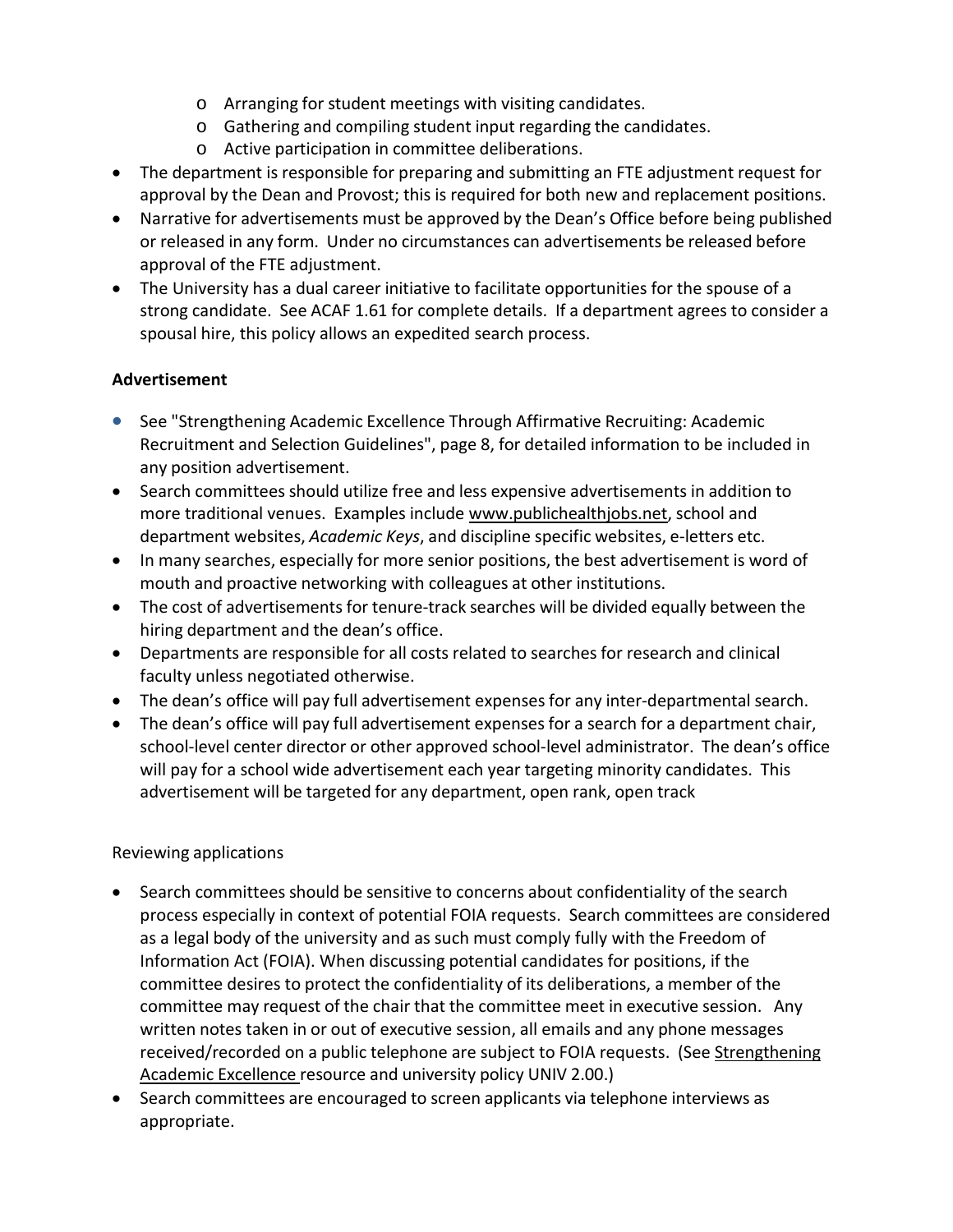- Arranging for student meetings with visiting candidates.
  - Gathering and compiling student input regarding the candidates.
  - Active participation in committee deliberations.
- The department is responsible for preparing and submitting an FTE adjustment request for approval by the Dean and Provost; this is required for both new and replacement positions.
- Narrative for advertisements must be approved by the Dean's Office before being published or released in any form. Under no circumstances can advertisements be released before approval of the FTE adjustment.
- The University has a dual career initiative to facilitate opportunities for the spouse of a strong candidate. See ACAF 1.61 for complete details. If a department agrees to consider a spousal hire, this policy allows an expedited search process.

**Advertisement**

- See "Strengthening Academic Excellence Through Affirmative Recruiting: Academic Recruitment and Selection Guidelines", page 8, for detailed information to be included in any position advertisement.
- Search committees should utilize free and less expensive advertisements in addition to more traditional venues. Examples include www.publichealthjobs.net, school and department websites, *Academic Keys*, and discipline specific websites, e-letters etc.
- In many searches, especially for more senior positions, the best advertisement is word of mouth and proactive networking with colleagues at other institutions.
- The cost of advertisements for tenure-track searches will be divided equally between the hiring department and the dean's office.
- Departments are responsible for all costs related to searches for research and clinical faculty unless negotiated otherwise.
- The dean's office will pay full advertisement expenses for any inter-departmental search.
- The dean's office will pay full advertisement expenses for a search for a department chair, school-level center director or other approved school-level administrator. The dean's office will pay for a school wide advertisement each year targeting minority candidates. This advertisement will be targeted for any department, open rank, open track

Reviewing applications

- Search committees should be sensitive to concerns about confidentiality of the search process especially in context of potential FOIA requests. Search committees are considered as a legal body of the university and as such must comply fully with the Freedom of Information Act (FOIA). When discussing potential candidates for positions, if the committee desires to protect the confidentiality of its deliberations, a member of the committee may request of the chair that the committee meet in executive session. Any written notes taken in or out of executive session, all emails and any phone messages received/recorded on a public telephone are subject to FOIA requests. (See Strengthening Academic Excellence resource and university policy UNIV 2.00.)
- Search committees are encouraged to screen applicants via telephone interviews as appropriate.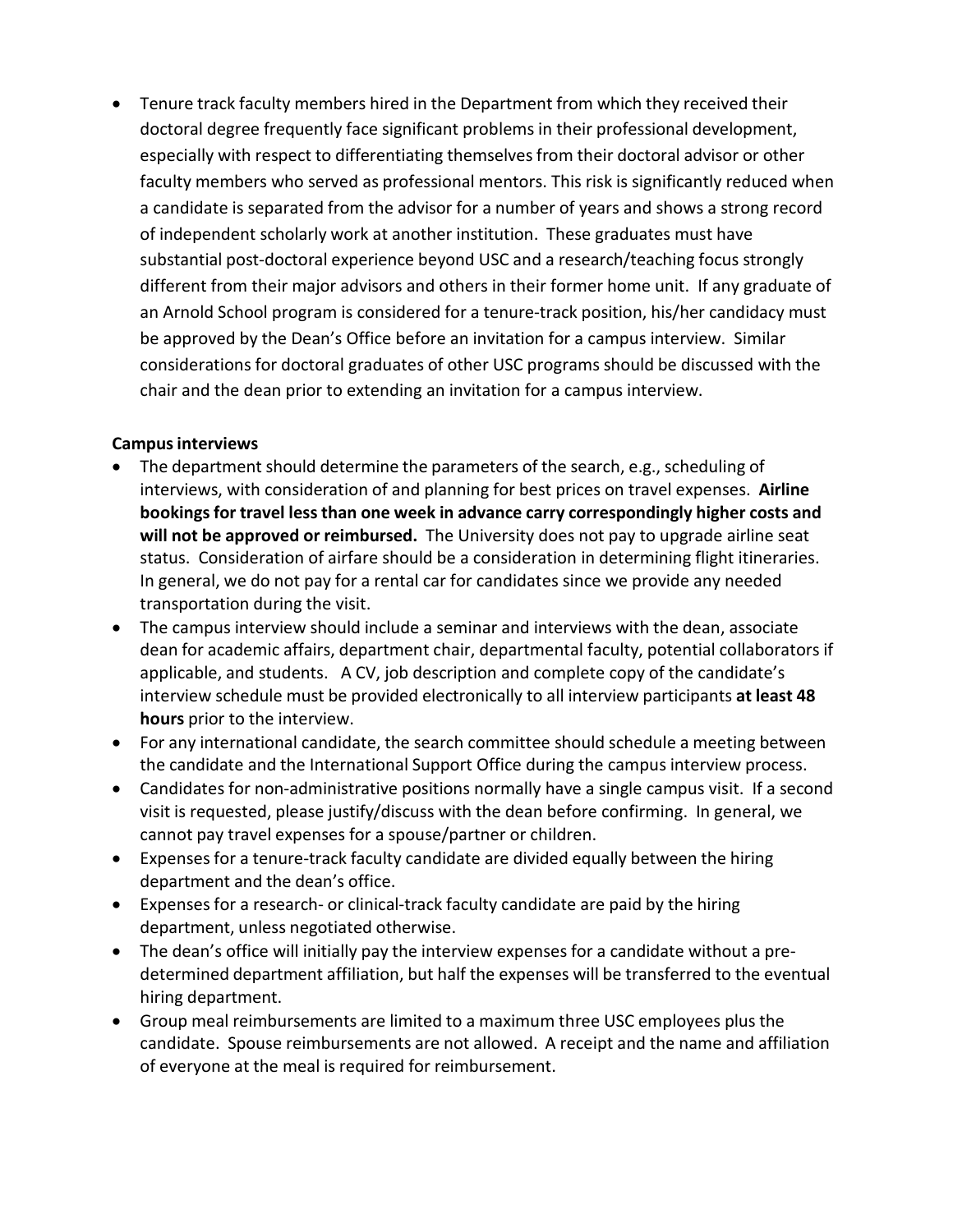- Tenure track faculty members hired in the Department from which they received their doctoral degree frequently face significant problems in their professional development, especially with respect to differentiating themselves from their doctoral advisor or other faculty members who served as professional mentors. This risk is significantly reduced when a candidate is separated from the advisor for a number of years and shows a strong record of independent scholarly work at another institution. These graduates must have substantial post-doctoral experience beyond USC and a research/teaching focus strongly different from their major advisors and others in their former home unit. If any graduate of an Arnold School program is considered for a tenure-track position, his/her candidacy must be approved by the Dean's Office before an invitation for a campus interview. Similar considerations for doctoral graduates of other USC programs should be discussed with the chair and the dean prior to extending an invitation for a campus interview.

**Campus interviews**

- The department should determine the parameters of the search, e.g., scheduling of interviews, with consideration of and planning for best prices on travel expenses. **Airline bookings for travel less than one week in advance carry correspondingly higher costs and will not be approved or reimbursed.** The University does not pay to upgrade airline seat status. Consideration of airfare should be a consideration in determining flight itineraries. In general, we do not pay for a rental car for candidates since we provide any needed transportation during the visit.
- The campus interview should include a seminar and interviews with the dean, associate dean for academic affairs, department chair, departmental faculty, potential collaborators if applicable, and students. A CV, job description and complete copy of the candidate's interview schedule must be provided electronically to all interview participants **at least 48 hours** prior to the interview.
- For any international candidate, the search committee should schedule a meeting between the candidate and the International Support Office during the campus interview process.
- Candidates for non-administrative positions normally have a single campus visit. If a second visit is requested, please justify/discuss with the dean before confirming. In general, we cannot pay travel expenses for a spouse/partner or children.
- Expenses for a tenure-track faculty candidate are divided equally between the hiring department and the dean's office.
- Expenses for a research- or clinical-track faculty candidate are paid by the hiring department, unless negotiated otherwise.
- The dean's office will initially pay the interview expenses for a candidate without a pre-determined department affiliation, but half the expenses will be transferred to the eventual hiring department.
- Group meal reimbursements are limited to a maximum three USC employees plus the candidate. Spouse reimbursements are not allowed. A receipt and the name and affiliation of everyone at the meal is required for reimbursement.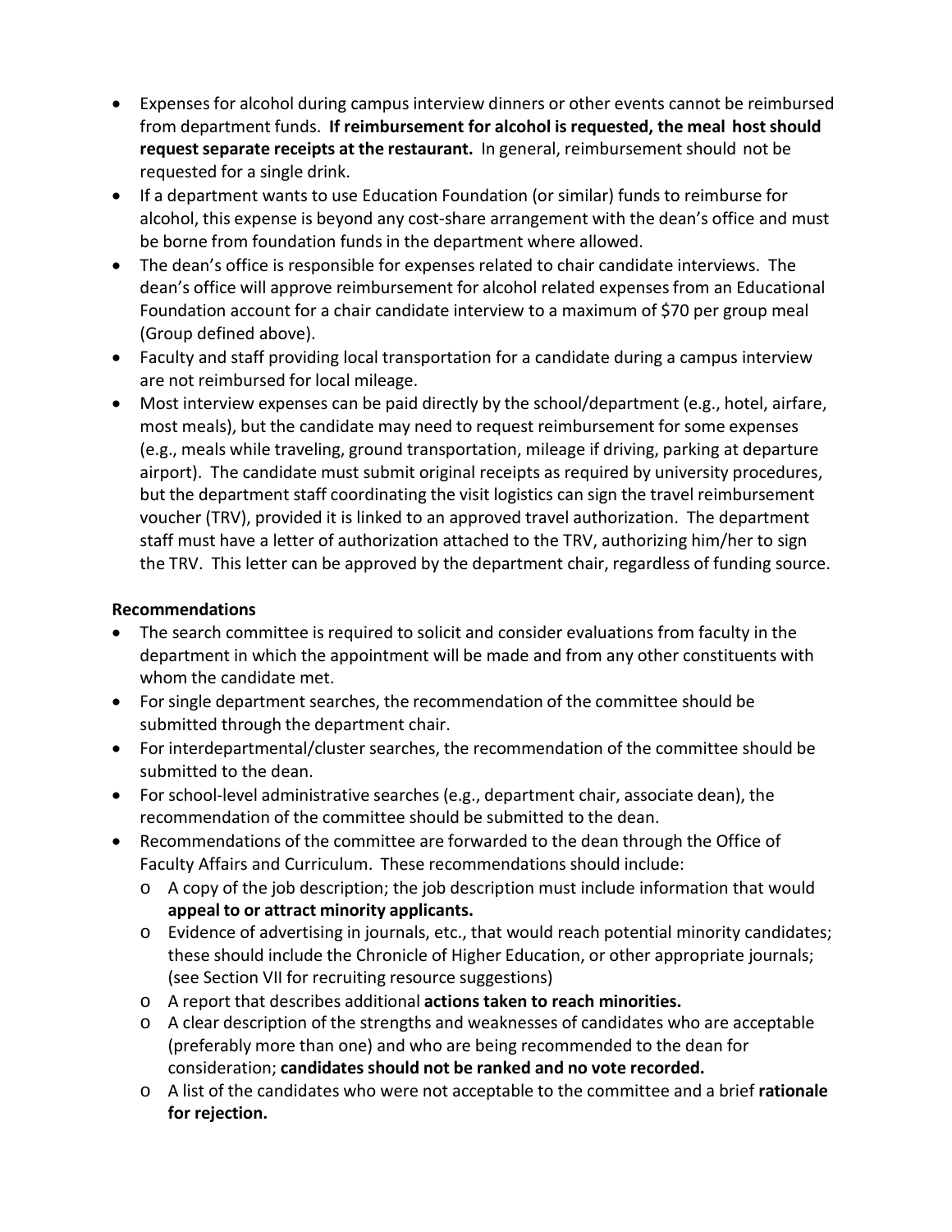- Expenses for alcohol during campus interview dinners or other events cannot be reimbursed from department funds. **If reimbursement for alcohol is requested, the meal host should request separate receipts at the restaurant.** In general, reimbursement should not be requested for a single drink.
- If a department wants to use Education Foundation (or similar) funds to reimburse for alcohol, this expense is beyond any cost-share arrangement with the dean's office and must be borne from foundation funds in the department where allowed.
- The dean's office is responsible for expenses related to chair candidate interviews. The dean's office will approve reimbursement for alcohol related expenses from an Educational Foundation account for a chair candidate interview to a maximum of $70 per group meal (Group defined above).
- Faculty and staff providing local transportation for a candidate during a campus interview are not reimbursed for local mileage.
- Most interview expenses can be paid directly by the school/department (e.g., hotel, airfare, most meals), but the candidate may need to request reimbursement for some expenses (e.g., meals while traveling, ground transportation, mileage if driving, parking at departure airport). The candidate must submit original receipts as required by university procedures, but the department staff coordinating the visit logistics can sign the travel reimbursement voucher (TRV), provided it is linked to an approved travel authorization. The department staff must have a letter of authorization attached to the TRV, authorizing him/her to sign the TRV. This letter can be approved by the department chair, regardless of funding source.

**Recommendations**

- The search committee is required to solicit and consider evaluations from faculty in the department in which the appointment will be made and from any other constituents with whom the candidate met.
- For single department searches, the recommendation of the committee should be submitted through the department chair.
- For interdepartmental/cluster searches, the recommendation of the committee should be submitted to the dean.
- For school-level administrative searches (e.g., department chair, associate dean), the recommendation of the committee should be submitted to the dean.
- Recommendations of the committee are forwarded to the dean through the Office of Faculty Affairs and Curriculum. These recommendations should include:
  - A copy of the job description; the job description must include information that would **appeal to or attract minority applicants.**
  - Evidence of advertising in journals, etc., that would reach potential minority candidates; these should include the Chronicle of Higher Education, or other appropriate journals; (see Section VII for recruiting resource suggestions)
  - A report that describes additional **actions taken to reach minorities.**
  - A clear description of the strengths and weaknesses of candidates who are acceptable (preferably more than one) and who are being recommended to the dean for consideration; **candidates should not be ranked and no vote recorded.**
  - A list of the candidates who were not acceptable to the committee and a brief **rationale for rejection.**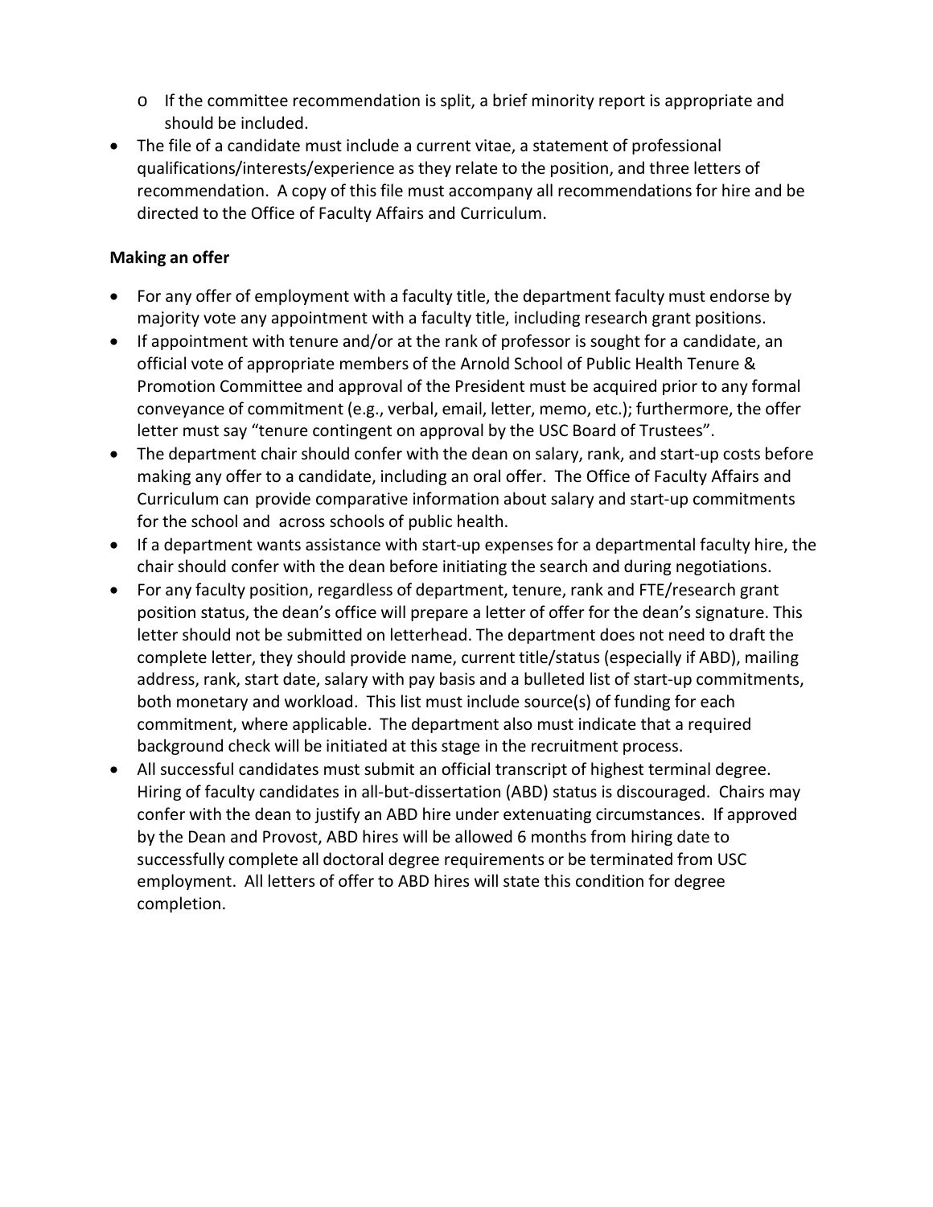- If the committee recommendation is split, a brief minority report is appropriate and should be included.
- The file of a candidate must include a current vitae, a statement of professional qualifications/interests/experience as they relate to the position, and three letters of recommendation. A copy of this file must accompany all recommendations for hire and be directed to the Office of Faculty Affairs and Curriculum.

**Making an offer**

- For any offer of employment with a faculty title, the department faculty must endorse by majority vote any appointment with a faculty title, including research grant positions.
- If appointment with tenure and/or at the rank of professor is sought for a candidate, an official vote of appropriate members of the Arnold School of Public Health Tenure & Promotion Committee and approval of the President must be acquired prior to any formal conveyance of commitment (e.g., verbal, email, letter, memo, etc.); furthermore, the offer letter must say "tenure contingent on approval by the USC Board of Trustees".
- The department chair should confer with the dean on salary, rank, and start-up costs before making any offer to a candidate, including an oral offer. The Office of Faculty Affairs and Curriculum can provide comparative information about salary and start-up commitments for the school and across schools of public health.
- If a department wants assistance with start-up expenses for a departmental faculty hire, the chair should confer with the dean before initiating the search and during negotiations.
- For any faculty position, regardless of department, tenure, rank and FTE/research grant position status, the dean's office will prepare a letter of offer for the dean's signature. This letter should not be submitted on letterhead. The department does not need to draft the complete letter, they should provide name, current title/status (especially if ABD), mailing address, rank, start date, salary with pay basis and a bulleted list of start-up commitments, both monetary and workload. This list must include source(s) of funding for each commitment, where applicable. The department also must indicate that a required background check will be initiated at this stage in the recruitment process.
- All successful candidates must submit an official transcript of highest terminal degree. Hiring of faculty candidates in all-but-dissertation (ABD) status is discouraged. Chairs may confer with the dean to justify an ABD hire under extenuating circumstances. If approved by the Dean and Provost, ABD hires will be allowed 6 months from hiring date to successfully complete all doctoral degree requirements or be terminated from USC employment. All letters of offer to ABD hires will state this condition for degree completion.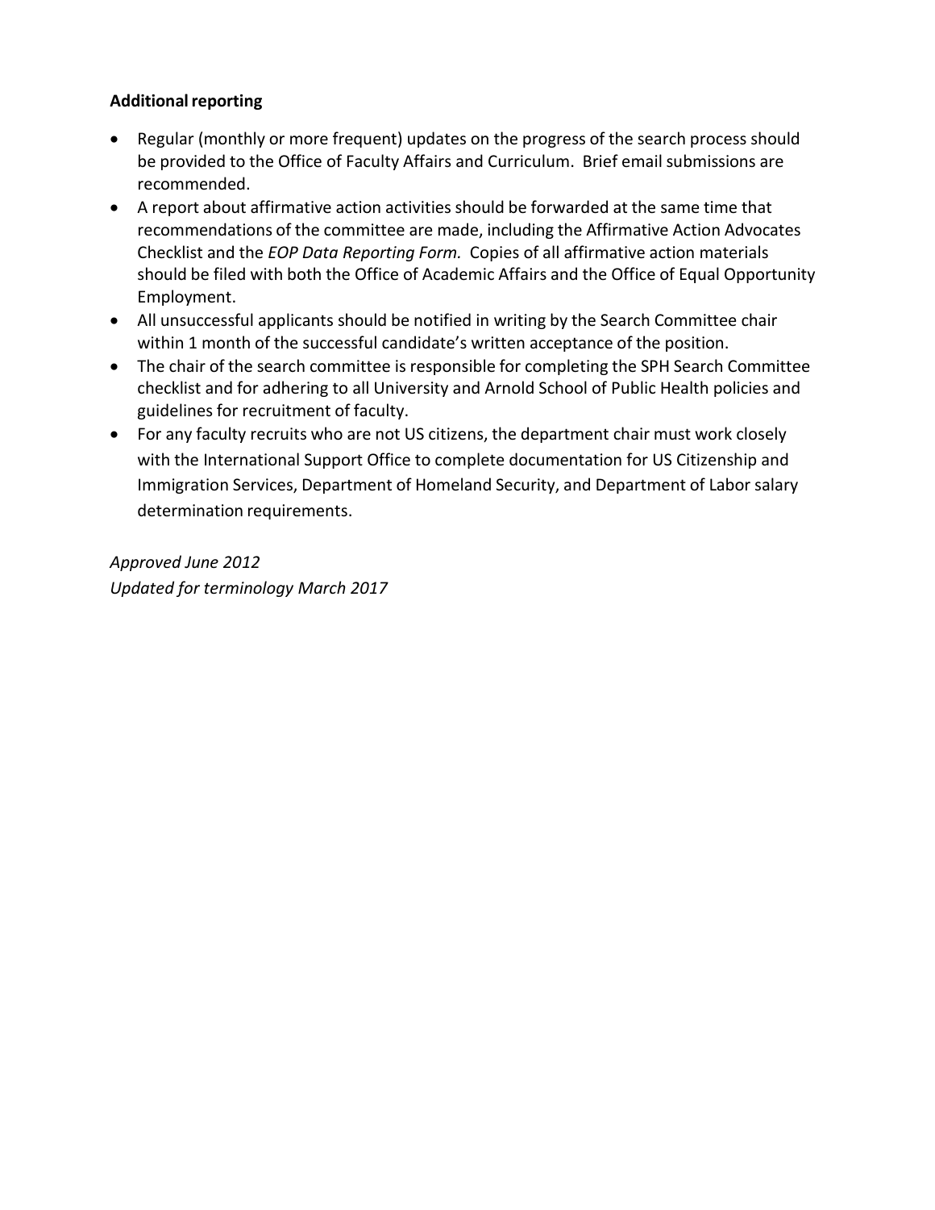**Additional reporting**

- Regular (monthly or more frequent) updates on the progress of the search process should be provided to the Office of Faculty Affairs and Curriculum. Brief email submissions are recommended.
- A report about affirmative action activities should be forwarded at the same time that recommendations of the committee are made, including the Affirmative Action Advocates Checklist and the *EOP Data Reporting Form.* Copies of all affirmative action materials should be filed with both the Office of Academic Affairs and the Office of Equal Opportunity Employment.
- All unsuccessful applicants should be notified in writing by the Search Committee chair within 1 month of the successful candidate's written acceptance of the position.
- The chair of the search committee is responsible for completing the SPH Search Committee checklist and for adhering to all University and Arnold School of Public Health policies and guidelines for recruitment of faculty.
- For any faculty recruits who are not US citizens, the department chair must work closely with the International Support Office to complete documentation for US Citizenship and Immigration Services, Department of Homeland Security, and Department of Labor salary determination requirements.

*Approved June 2012*
*Updated for terminology March 2017*